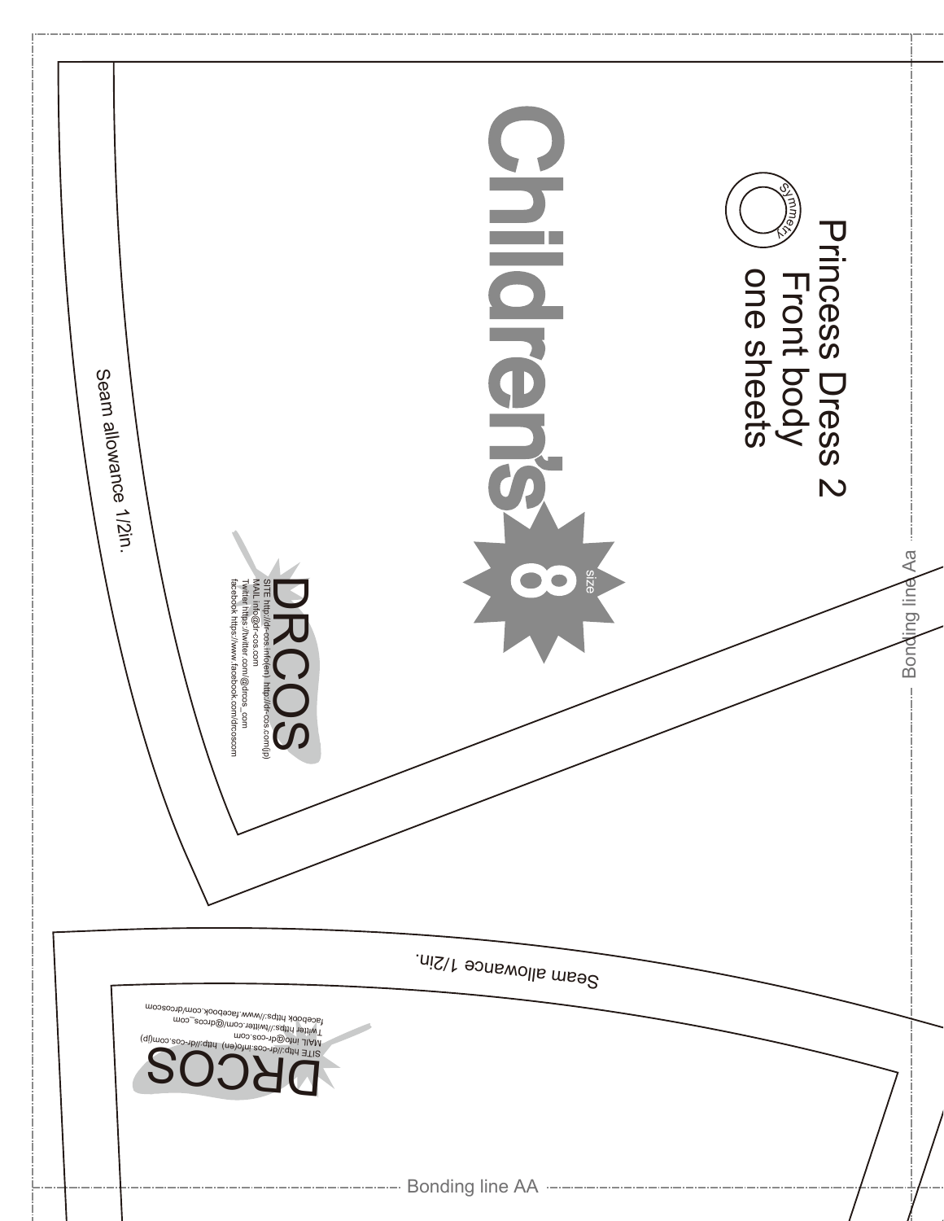Princess Dress 2
Front body
one sheets

Symmetry

Children's

size 8

DRCOS

SITE http://dr-cos.info(en) http://dr-cos.com(jp)
MAIL info@dr-cos.com
Twitter https://twitter.com/@drcos_com
facebook https://www.facebook.com/drcoscom

Seam allowance 1/2in.

Bonding line Aa

Seam allowance 1/2in.

DRCOS

SITE http://dr-cos.info(en) http://dr-cos.com(jp)
MAIL info@dr-cos.com
Twitter https://twitter.com/@drcos_com
facebook https://www.facebook.com/drcoscom

Bonding line AA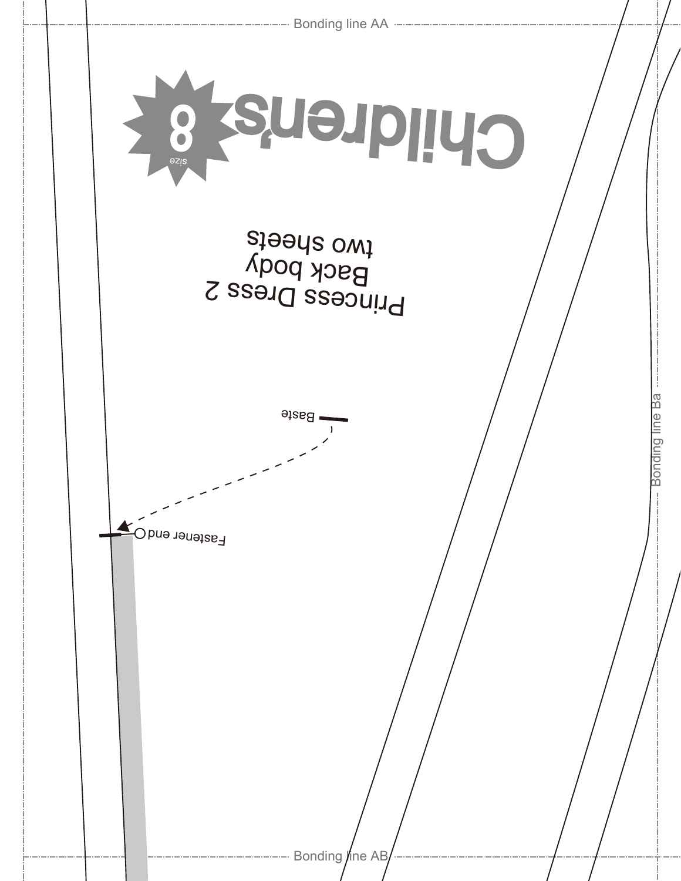Bonding line AA

Children's

size 8

Princess Dress 2
Back body
two sheets

Baste

Fastener end

Bonding line Ba

Bonding line AB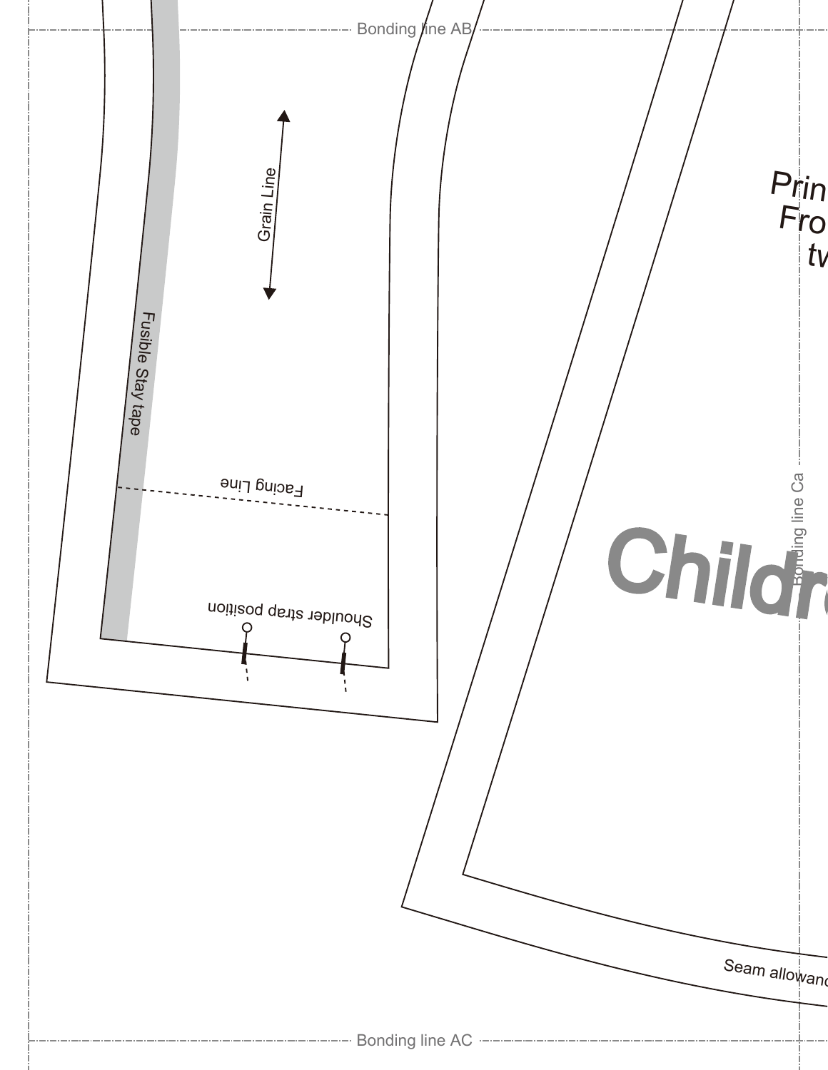Bonding line AB

Grain Line

Fusible Stay tape

Facing Line

Shoulder strap position

Prin
Fro
tw

Childr

Bonding line Ca

Seam allowanc

Bonding line AC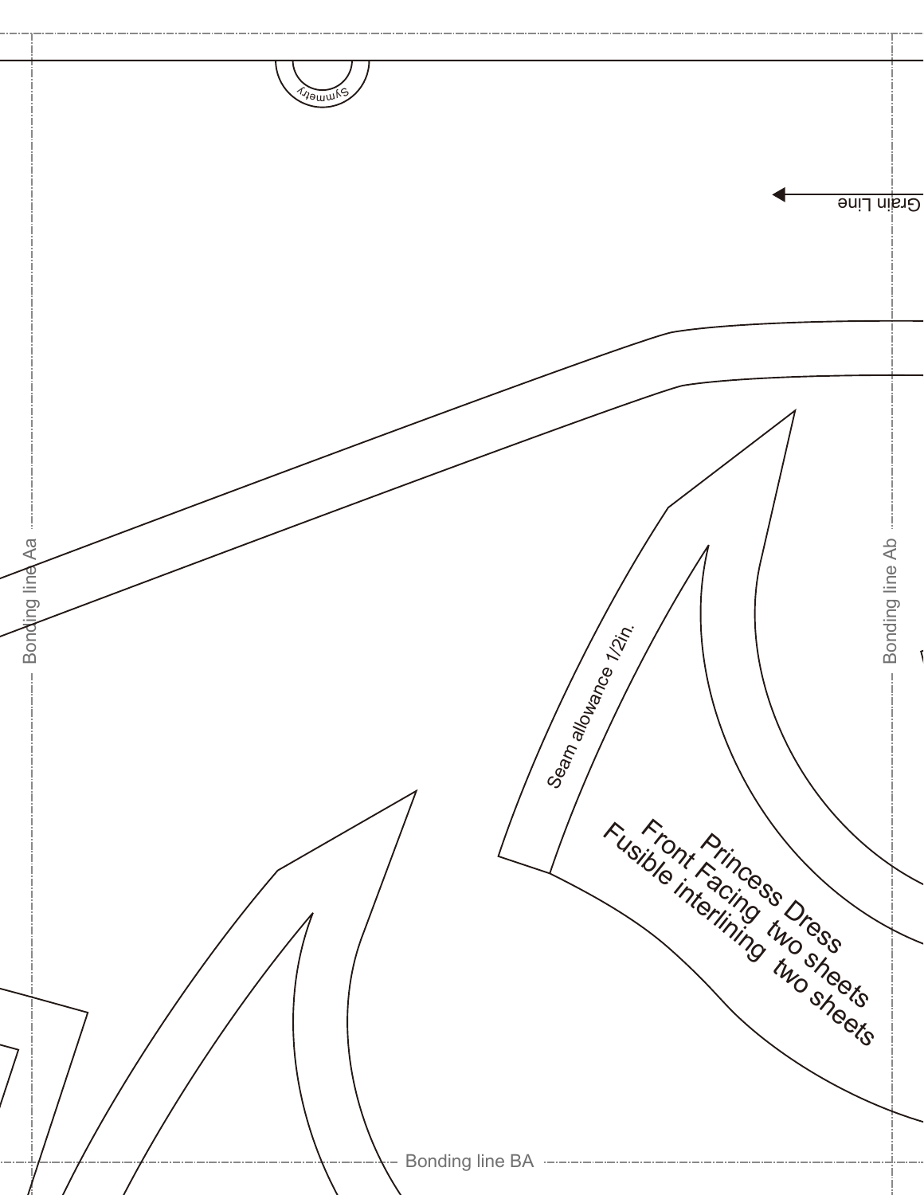Symmetry

Grain Line

Bonding line Aa

Bonding line Ab

Seam allowance 1/2in.

Princess Dress
Front Facing two sheets
Fusible interlining two sheets

Bonding line BA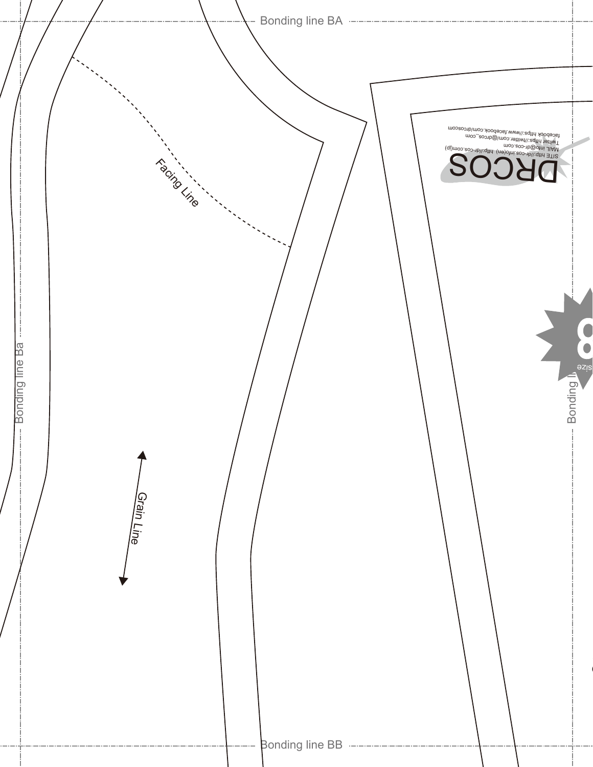Bonding line BA

Facing Line

DRCOS

SITE http://dr-cos.info(en) http://dr-cos.com(jp)
MAIL info@dr-cos.com
Twiter https://twitter.com/@drcos_com
facebook https://www.facebook.com/drcoscom

Bonding line Ba

8
size

Bonding li

Grain Line

Bonding line BB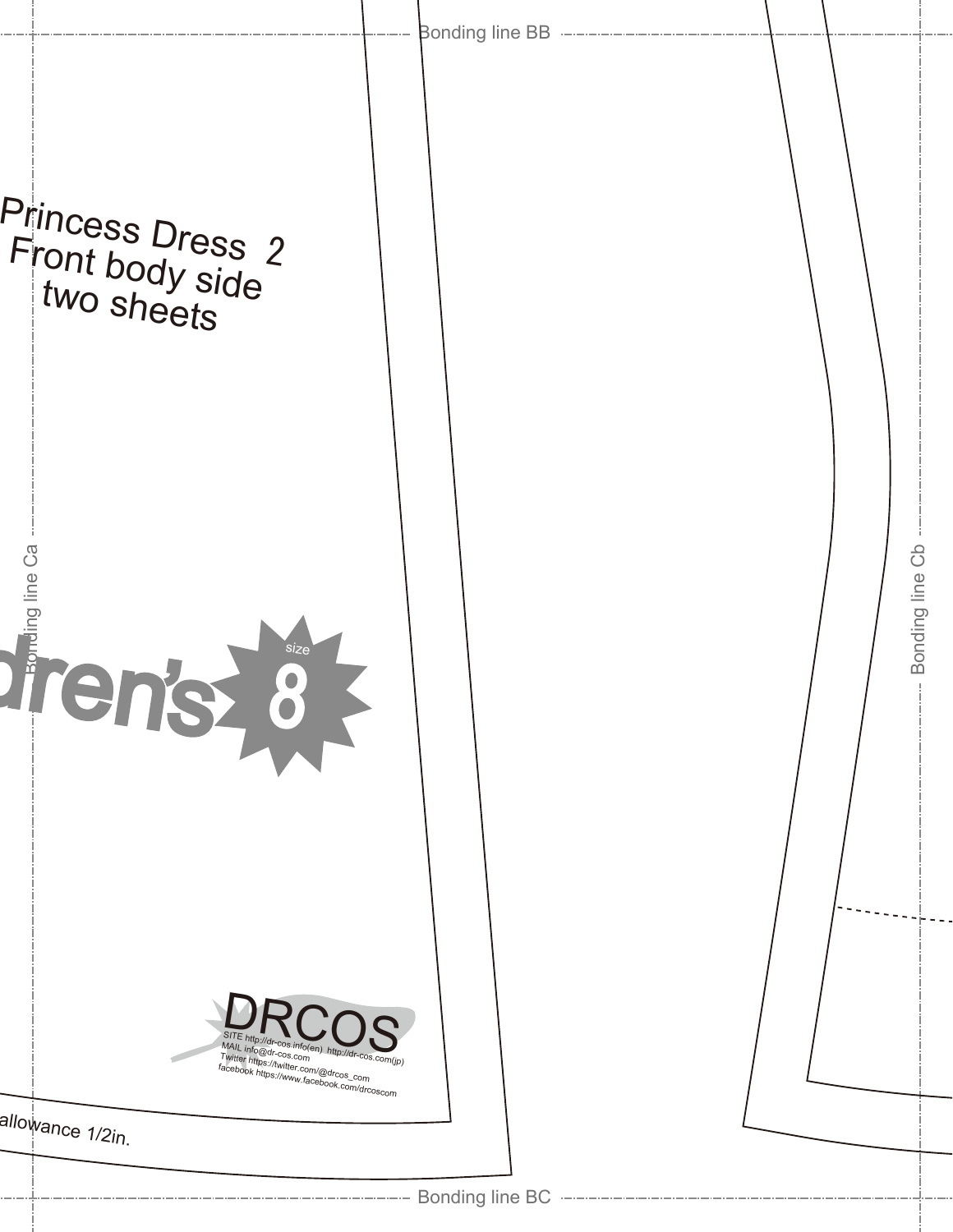Bonding line BB

Princess Dress 2
Front body side
two sheets

Bonding line Ca

dren's

size
8

Bonding line Cb

DRCOS
SITE http://dr-cos.info(en) http://dr-cos.com(jp)
MAIL info@dr-cos.com
Twitter https://twitter.com/@drcos_com
facebook https://www.facebook.com/drcoscom

allowance 1/2in.

Bonding line BC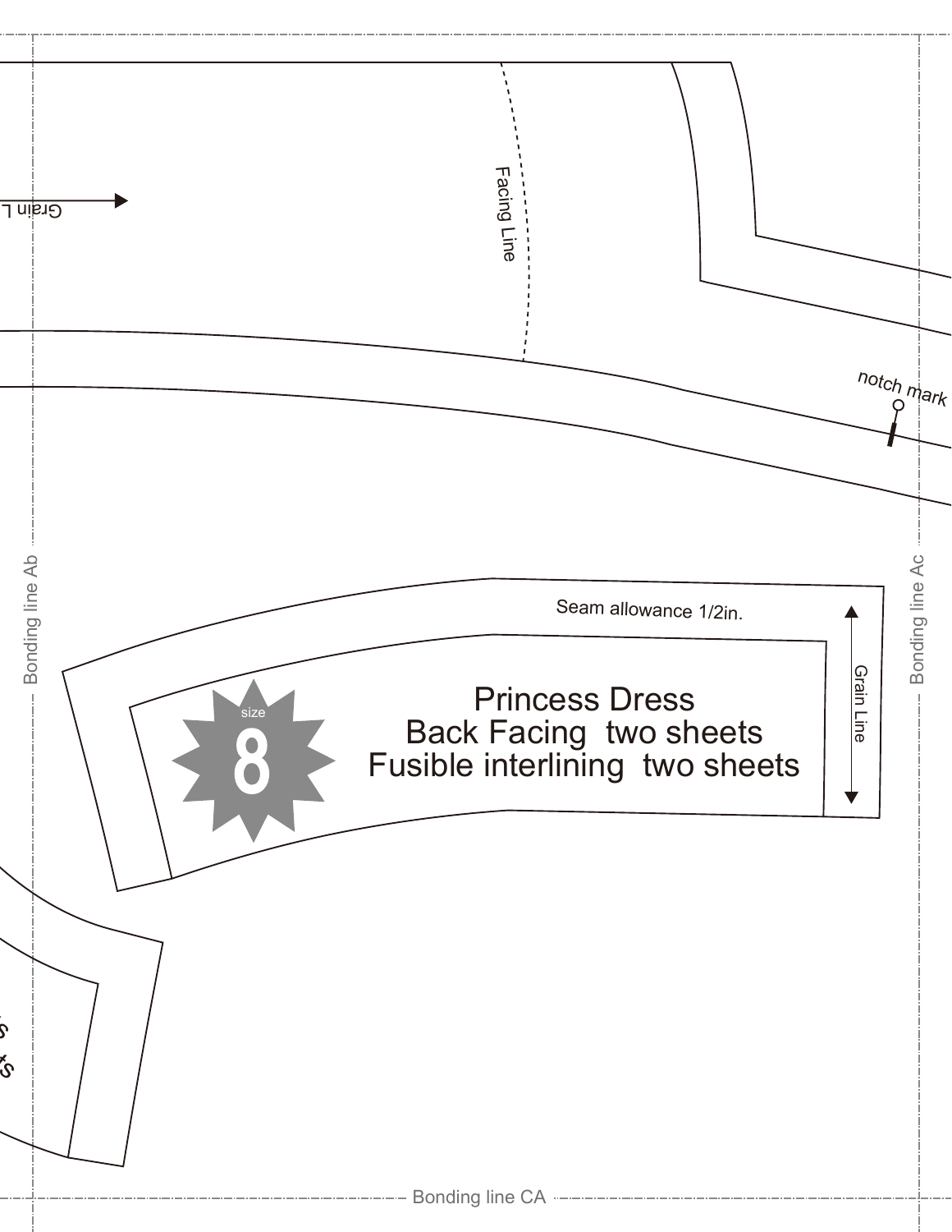Grain L

Facing Line

notch mark

Bonding line Ab

Bonding line Ac

Seam allowance 1/2in.

size 8

Princess Dress
Back Facing two sheets
Fusible interlining two sheets

Grain Line

Bonding line CA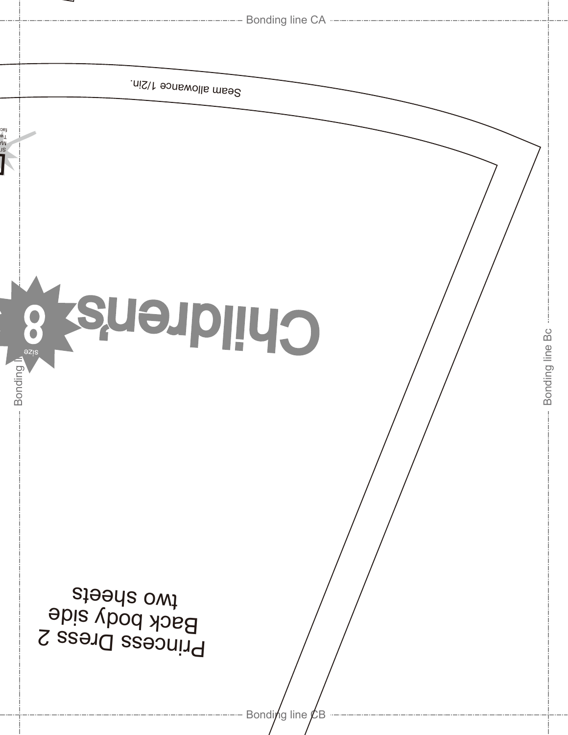Bonding line CA

Seam allowance 1/2in.

Children's

size 8

Bonding line Bc

Bonding li

Princess Dress 2
Back body side
two sheets

Bonding line CB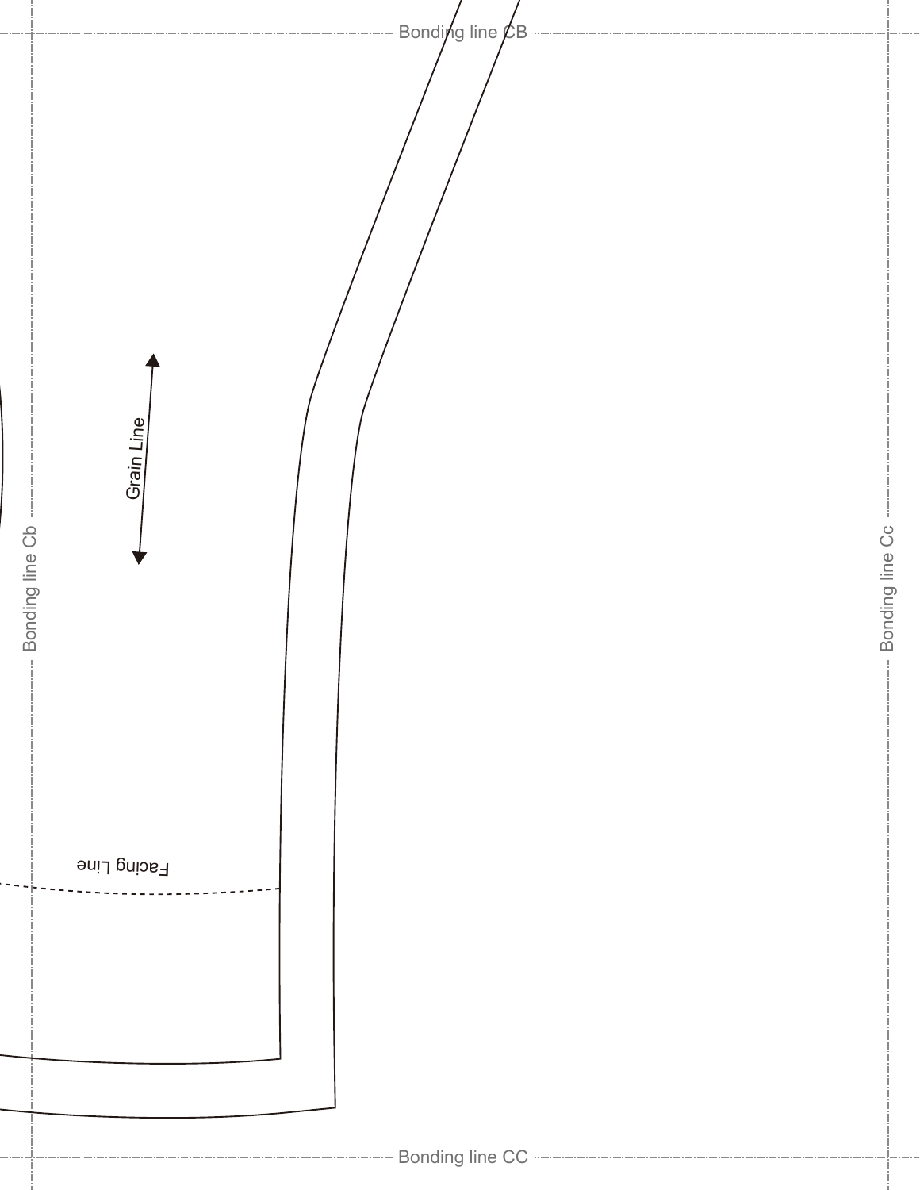Bonding line CB

Grain Line

Bonding line Cb

Bonding line Cc

Facing Line

Bonding line CC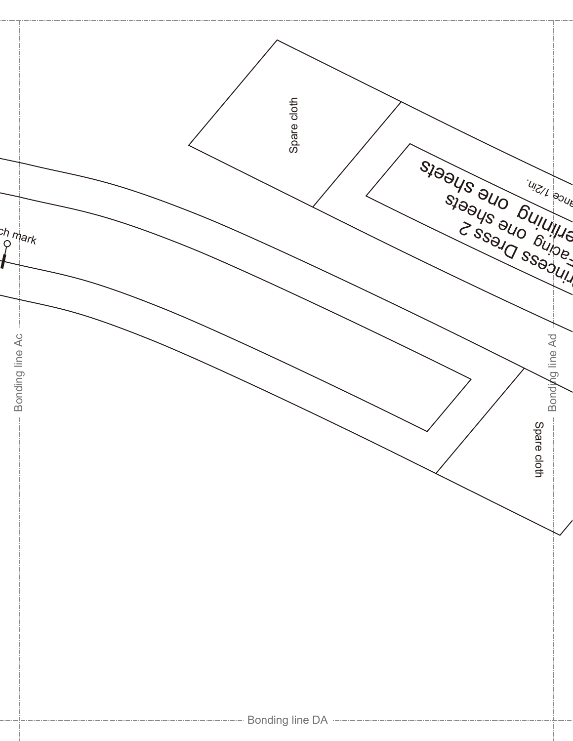Spare cloth

Princess Dress 2

Facing one sheets

Interlining one sheets

ance 1/2in.

ch mark

Bonding line Ac

Bonding line Ad

Spare cloth

Bonding line DA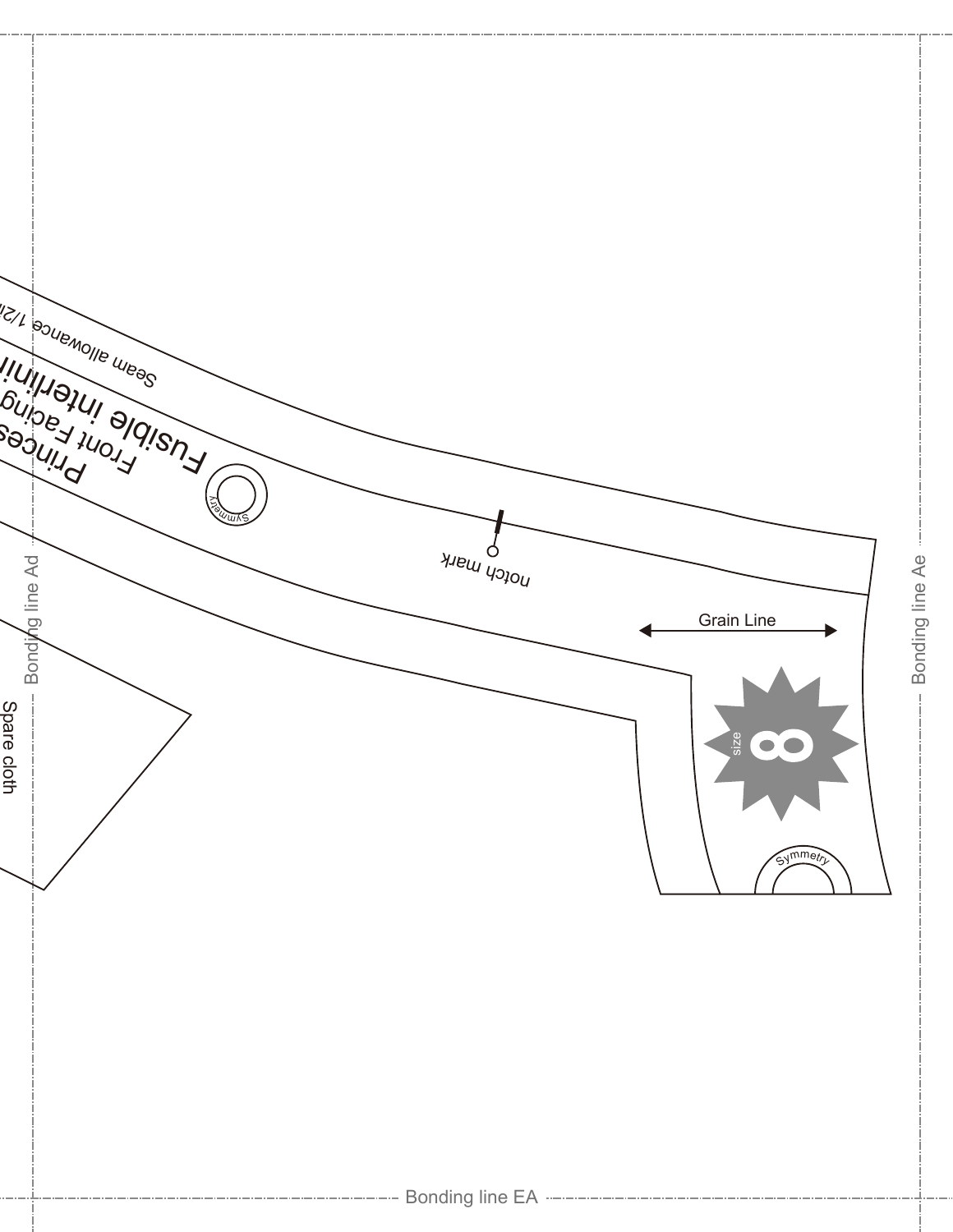Seam allowance 1/2in

Fusible interlinin

Front Facing

Princes

Symmetry

notch mark

Grain Line

size 8

Symmetry

Spare cloth

Bonding line Ad

Bonding line Ae

Bonding line EA